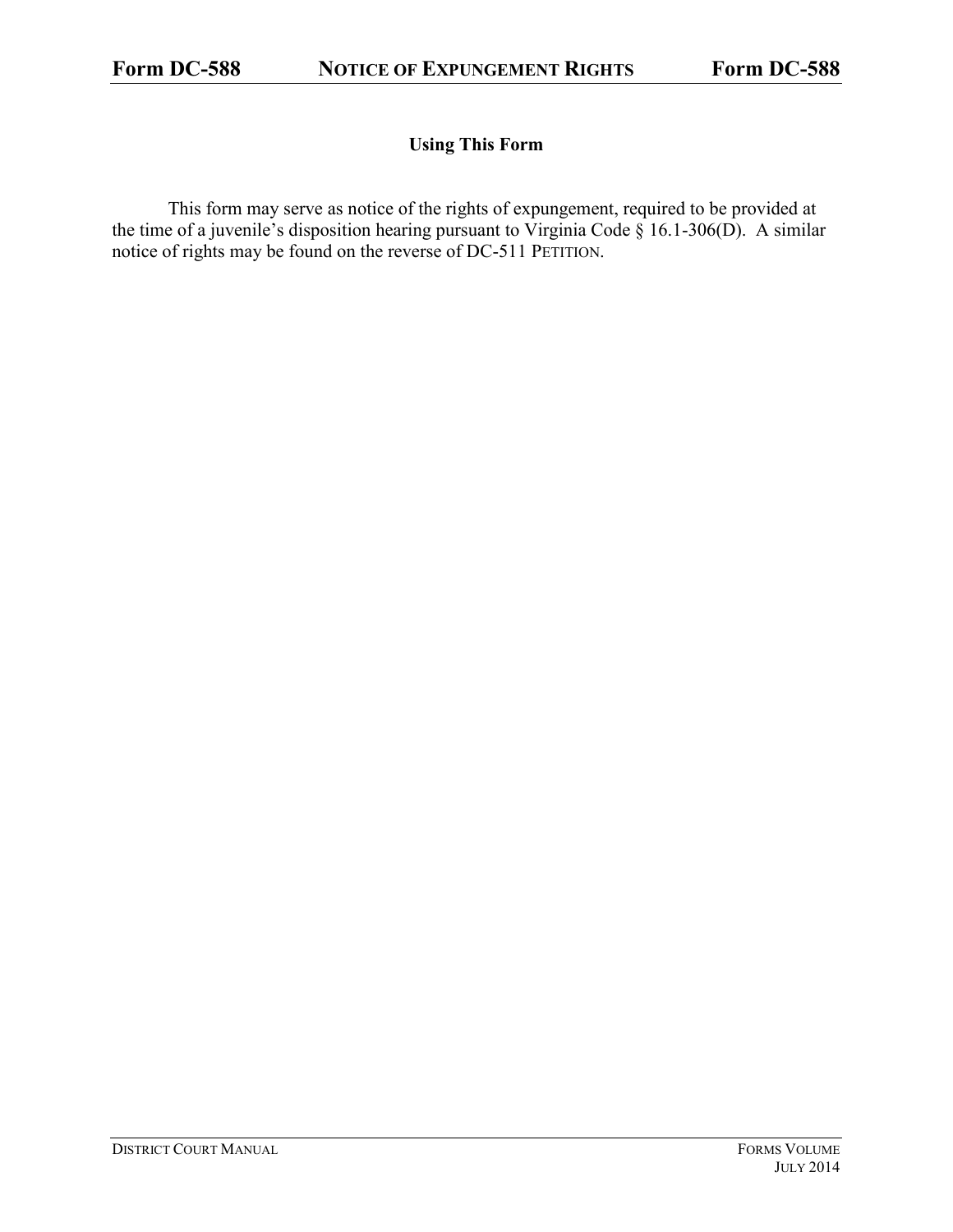## Using This Form

This form may serve as notice of the rights of expungement, required to be provided at the time of a juvenile's disposition hearing pursuant to Virginia Code § 16.1-306(D). A similar notice of rights may be found on the reverse of DC-511 PETITION.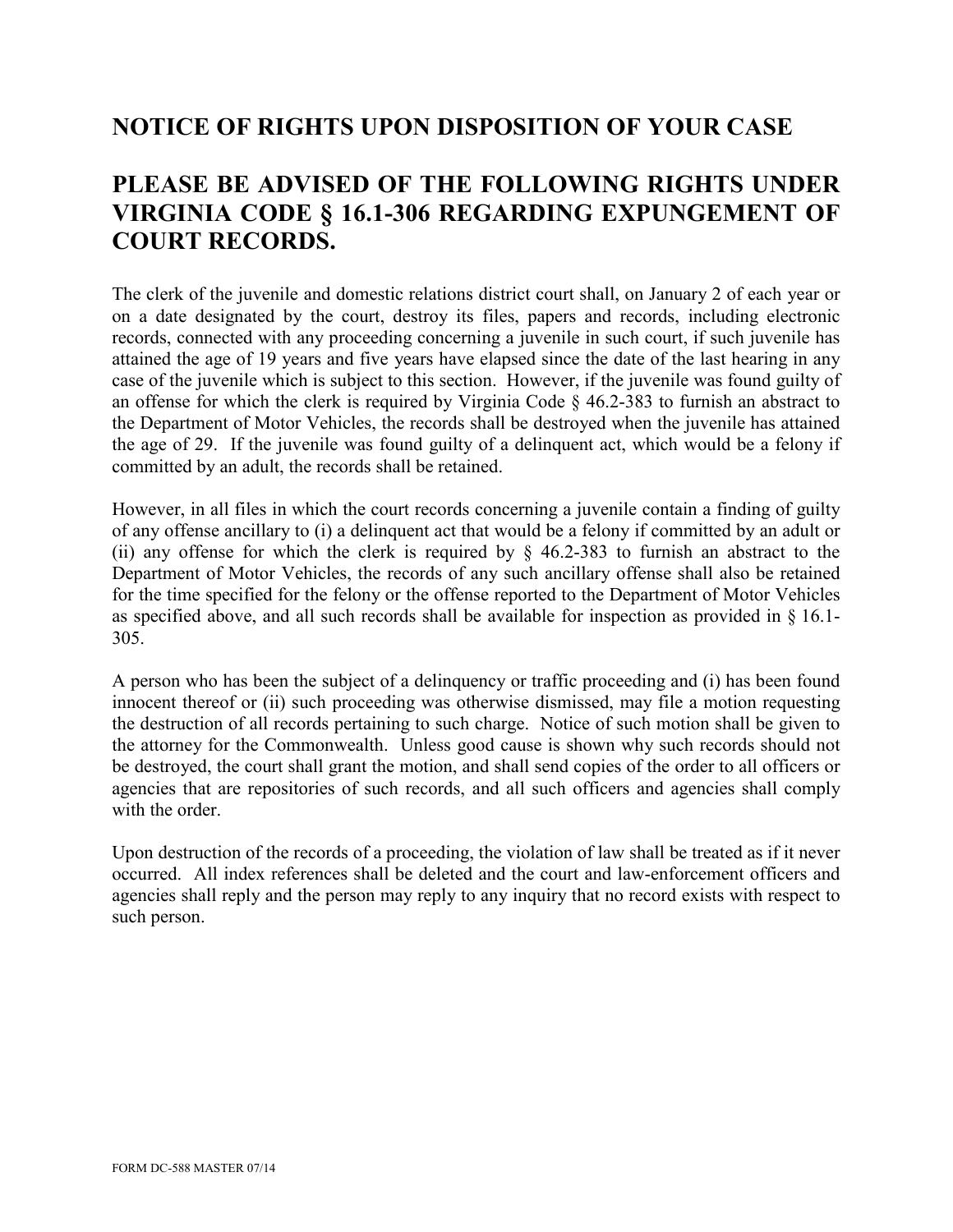## NOTICE OF RIGHTS UPON DISPOSITION OF YOUR CASE

## PLEASE BE ADVISED OF THE FOLLOWING RIGHTS UNDER VIRGINIA CODE § 16.1-306 REGARDING EXPUNGEMENT OF COURT RECORDS.

The clerk of the juvenile and domestic relations district court shall, on January 2 of each year or on a date designated by the court, destroy its files, papers and records, including electronic records, connected with any proceeding concerning a juvenile in such court, if such juvenile has attained the age of 19 years and five years have elapsed since the date of the last hearing in any case of the juvenile which is subject to this section. However, if the juvenile was found guilty of an offense for which the clerk is required by Virginia Code § 46.2-383 to furnish an abstract to the Department of Motor Vehicles, the records shall be destroyed when the juvenile has attained the age of 29. If the juvenile was found guilty of a delinquent act, which would be a felony if committed by an adult, the records shall be retained.

However, in all files in which the court records concerning a juvenile contain a finding of guilty of any offense ancillary to (i) a delinquent act that would be a felony if committed by an adult or (ii) any offense for which the clerk is required by § 46.2-383 to furnish an abstract to the Department of Motor Vehicles, the records of any such ancillary offense shall also be retained for the time specified for the felony or the offense reported to the Department of Motor Vehicles as specified above, and all such records shall be available for inspection as provided in § 16.1-305.

A person who has been the subject of a delinquency or traffic proceeding and (i) has been found innocent thereof or (ii) such proceeding was otherwise dismissed, may file a motion requesting the destruction of all records pertaining to such charge. Notice of such motion shall be given to the attorney for the Commonwealth. Unless good cause is shown why such records should not be destroyed, the court shall grant the motion, and shall send copies of the order to all officers or agencies that are repositories of such records, and all such officers and agencies shall comply with the order.

Upon destruction of the records of a proceeding, the violation of law shall be treated as if it never occurred. All index references shall be deleted and the court and law-enforcement officers and agencies shall reply and the person may reply to any inquiry that no record exists with respect to such person.

FORM DC-588 MASTER 07/14